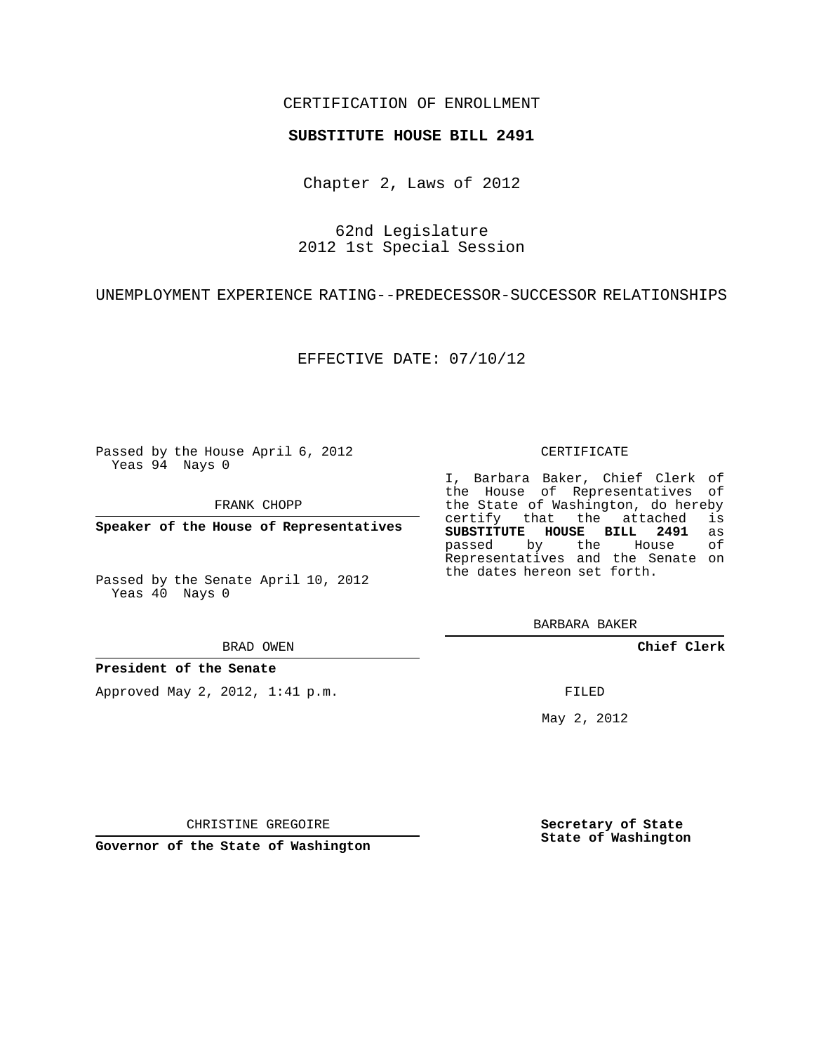CERTIFICATION OF ENROLLMENT

**SUBSTITUTE HOUSE BILL 2491**

Chapter 2, Laws of 2012

62nd Legislature
2012 1st Special Session

UNEMPLOYMENT EXPERIENCE RATING--PREDECESSOR-SUCCESSOR RELATIONSHIPS

EFFECTIVE DATE: 07/10/12

Passed by the House April 6, 2012
Yeas 94 Nays 0

FRANK CHOPP

**Speaker of the House of Representatives**

Passed by the Senate April 10, 2012
Yeas 40 Nays 0

BRAD OWEN

**President of the Senate**

Approved May 2, 2012, 1:41 p.m.

CHRISTINE GREGOIRE

**Governor of the State of Washington**

CERTIFICATE

I, Barbara Baker, Chief Clerk of the House of Representatives of the State of Washington, do hereby certify that the attached is **SUBSTITUTE HOUSE BILL 2491** as passed by the House of Representatives and the Senate on the dates hereon set forth.

BARBARA BAKER

**Chief Clerk**

FILED

May 2, 2012

**Secretary of State**
**State of Washington**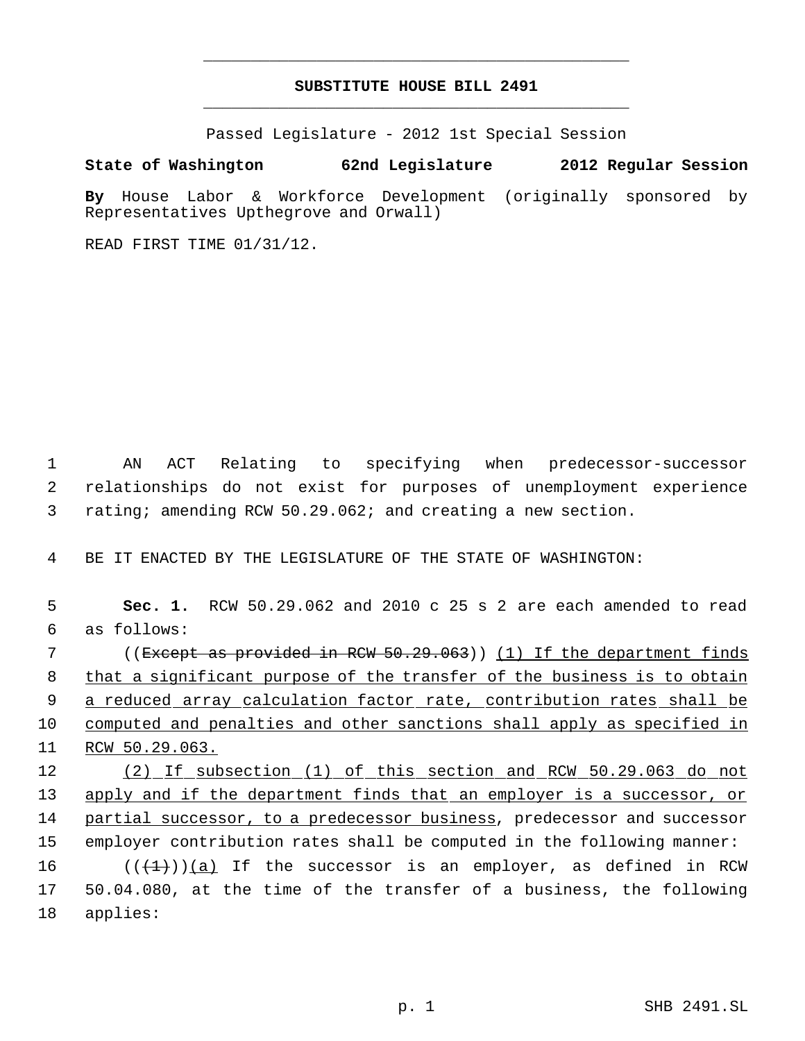# SUBSTITUTE HOUSE BILL 2491

Passed Legislature - 2012 1st Special Session

**State of Washington 62nd Legislature 2012 Regular Session**

**By** House Labor & Workforce Development (originally sponsored by Representatives Upthegrove and Orwall)

READ FIRST TIME 01/31/12.

1 AN ACT Relating to specifying when predecessor-successor
2 relationships do not exist for purposes of unemployment experience
3 rating; amending RCW 50.29.062; and creating a new section.

4 BE IT ENACTED BY THE LEGISLATURE OF THE STATE OF WASHINGTON:

5 **Sec. 1.** RCW 50.29.062 and 2010 c 25 s 2 are each amended to read
6 as follows:

7 ((~~Except as provided in RCW 50.29.063~~)) <u>(1) If the department finds</u>
8 <u>that a significant purpose of the transfer of the business is to obtain</u>
9 <u>a reduced array calculation factor rate, contribution rates shall be</u>
10 <u>computed and penalties and other sanctions shall apply as specified in</u>
11 <u>RCW 50.29.063.</u>

12 <u>(2) If subsection (1) of this section and RCW 50.29.063 do not</u>
13 <u>apply and if the department finds that an employer is a successor, or</u>
14 <u>partial successor, to a predecessor business</u>, predecessor and successor
15 employer contribution rates shall be computed in the following manner:

16 ((~~(1)~~))<u>(a)</u> If the successor is an employer, as defined in RCW
17 50.04.080, at the time of the transfer of a business, the following
18 applies: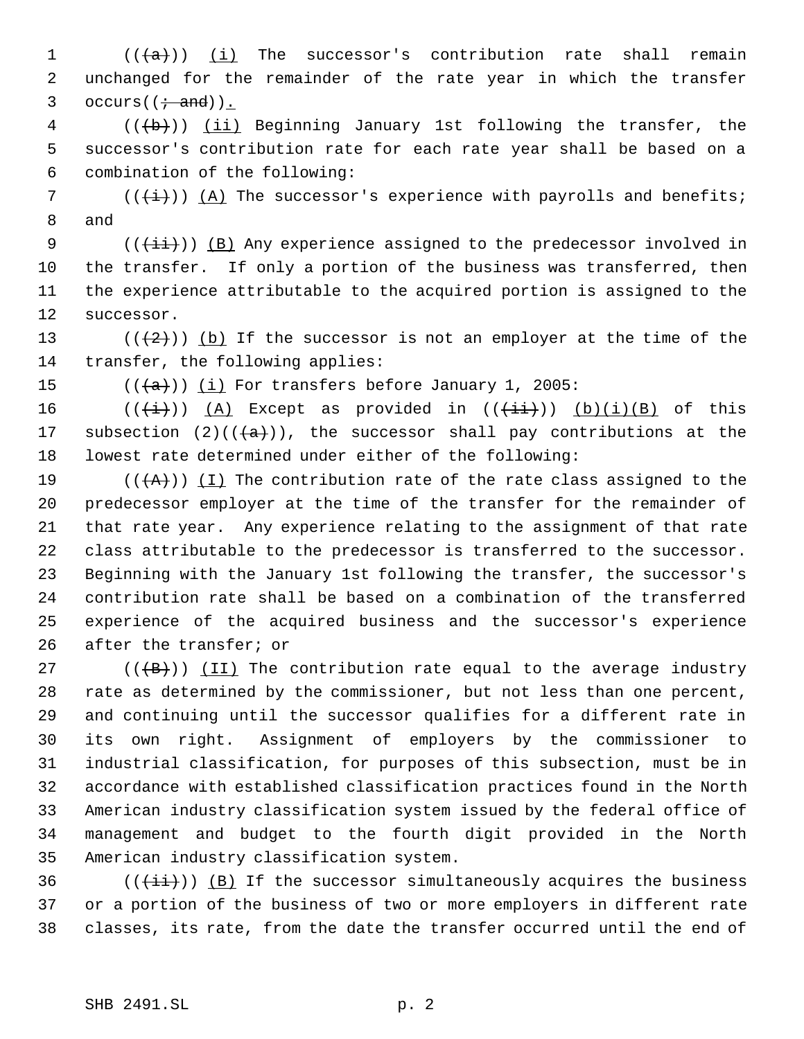((~~(a)~~)) (i) The successor's contribution rate shall remain unchanged for the remainder of the rate year in which the transfer occurs((~~; and~~)).

((~~(b)~~)) (ii) Beginning January 1st following the transfer, the successor's contribution rate for each rate year shall be based on a combination of the following:

((~~(i)~~)) (A) The successor's experience with payrolls and benefits; and

((~~(ii)~~)) (B) Any experience assigned to the predecessor involved in the transfer. If only a portion of the business was transferred, then the experience attributable to the acquired portion is assigned to the successor.

((~~(2)~~)) (b) If the successor is not an employer at the time of the transfer, the following applies:

((~~(a)~~)) (i) For transfers before January 1, 2005:

((~~(i)~~)) (A) Except as provided in ((~~(ii)~~)) (b)(i)(B) of this subsection (2)((~~(a)~~)), the successor shall pay contributions at the lowest rate determined under either of the following:

((~~(A)~~)) (I) The contribution rate of the rate class assigned to the predecessor employer at the time of the transfer for the remainder of that rate year. Any experience relating to the assignment of that rate class attributable to the predecessor is transferred to the successor. Beginning with the January 1st following the transfer, the successor's contribution rate shall be based on a combination of the transferred experience of the acquired business and the successor's experience after the transfer; or

((~~(B)~~)) (II) The contribution rate equal to the average industry rate as determined by the commissioner, but not less than one percent, and continuing until the successor qualifies for a different rate in its own right. Assignment of employers by the commissioner to industrial classification, for purposes of this subsection, must be in accordance with established classification practices found in the North American industry classification system issued by the federal office of management and budget to the fourth digit provided in the North American industry classification system.

((~~(ii)~~)) (B) If the successor simultaneously acquires the business or a portion of the business of two or more employers in different rate classes, its rate, from the date the transfer occurred until the end of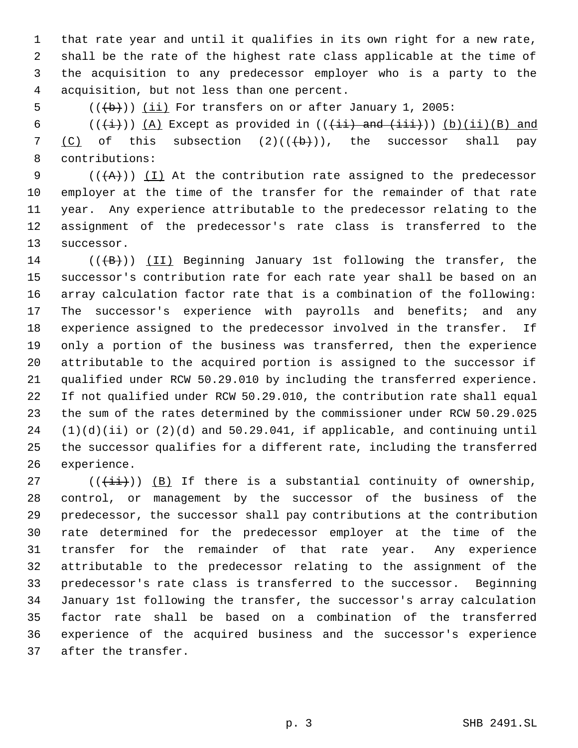that rate year and until it qualifies in its own right for a new rate, shall be the rate of the highest rate class applicable at the time of the acquisition to any predecessor employer who is a party to the acquisition, but not less than one percent.

((~~(b)~~)) (ii) For transfers on or after January 1, 2005:

((~~(i)~~)) (A) Except as provided in ((~~(ii) and (iii)~~)) (b)(ii)(B) and (C) of this subsection (2)((~~(b)~~)), the successor shall pay contributions:

((~~(A)~~)) (I) At the contribution rate assigned to the predecessor employer at the time of the transfer for the remainder of that rate year. Any experience attributable to the predecessor relating to the assignment of the predecessor's rate class is transferred to the successor.

((~~(B)~~)) (II) Beginning January 1st following the transfer, the successor's contribution rate for each rate year shall be based on an array calculation factor rate that is a combination of the following: The successor's experience with payrolls and benefits; and any experience assigned to the predecessor involved in the transfer. If only a portion of the business was transferred, then the experience attributable to the acquired portion is assigned to the successor if qualified under RCW 50.29.010 by including the transferred experience. If not qualified under RCW 50.29.010, the contribution rate shall equal the sum of the rates determined by the commissioner under RCW 50.29.025 (1)(d)(ii) or (2)(d) and 50.29.041, if applicable, and continuing until the successor qualifies for a different rate, including the transferred experience.

((~~(ii)~~)) (B) If there is a substantial continuity of ownership, control, or management by the successor of the business of the predecessor, the successor shall pay contributions at the contribution rate determined for the predecessor employer at the time of the transfer for the remainder of that rate year. Any experience attributable to the predecessor relating to the assignment of the predecessor's rate class is transferred to the successor. Beginning January 1st following the transfer, the successor's array calculation factor rate shall be based on a combination of the transferred experience of the acquired business and the successor's experience after the transfer.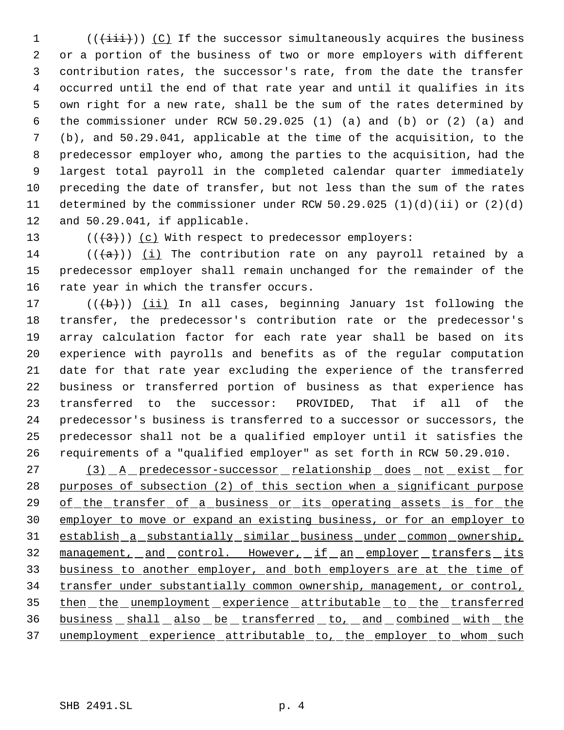((~~(iii)~~)) <ins>(C)</ins> If the successor simultaneously acquires the business or a portion of the business of two or more employers with different contribution rates, the successor's rate, from the date the transfer occurred until the end of that rate year and until it qualifies in its own right for a new rate, shall be the sum of the rates determined by the commissioner under RCW 50.29.025 (1) (a) and (b) or (2) (a) and (b), and 50.29.041, applicable at the time of the acquisition, to the predecessor employer who, among the parties to the acquisition, had the largest total payroll in the completed calendar quarter immediately preceding the date of transfer, but not less than the sum of the rates determined by the commissioner under RCW 50.29.025 (1)(d)(ii) or (2)(d) and 50.29.041, if applicable.

((~~(3)~~)) <ins>(c)</ins> With respect to predecessor employers:

((~~(a)~~)) <ins>(i)</ins> The contribution rate on any payroll retained by a predecessor employer shall remain unchanged for the remainder of the rate year in which the transfer occurs.

((~~(b)~~)) <ins>(ii)</ins> In all cases, beginning January 1st following the transfer, the predecessor's contribution rate or the predecessor's array calculation factor for each rate year shall be based on its experience with payrolls and benefits as of the regular computation date for that rate year excluding the experience of the transferred business or transferred portion of business as that experience has transferred to the successor: PROVIDED, That if all of the predecessor's business is transferred to a successor or successors, the predecessor shall not be a qualified employer until it satisfies the requirements of a "qualified employer" as set forth in RCW 50.29.010.

<ins>(3) A predecessor-successor relationship does not exist for purposes of subsection (2) of this section when a significant purpose of the transfer of a business or its operating assets is for the employer to move or expand an existing business, or for an employer to establish a substantially similar business under common ownership, management, and control. However, if an employer transfers its business to another employer, and both employers are at the time of transfer under substantially common ownership, management, or control, then the unemployment experience attributable to the transferred business shall also be transferred to, and combined with the unemployment experience attributable to, the employer to whom such</ins>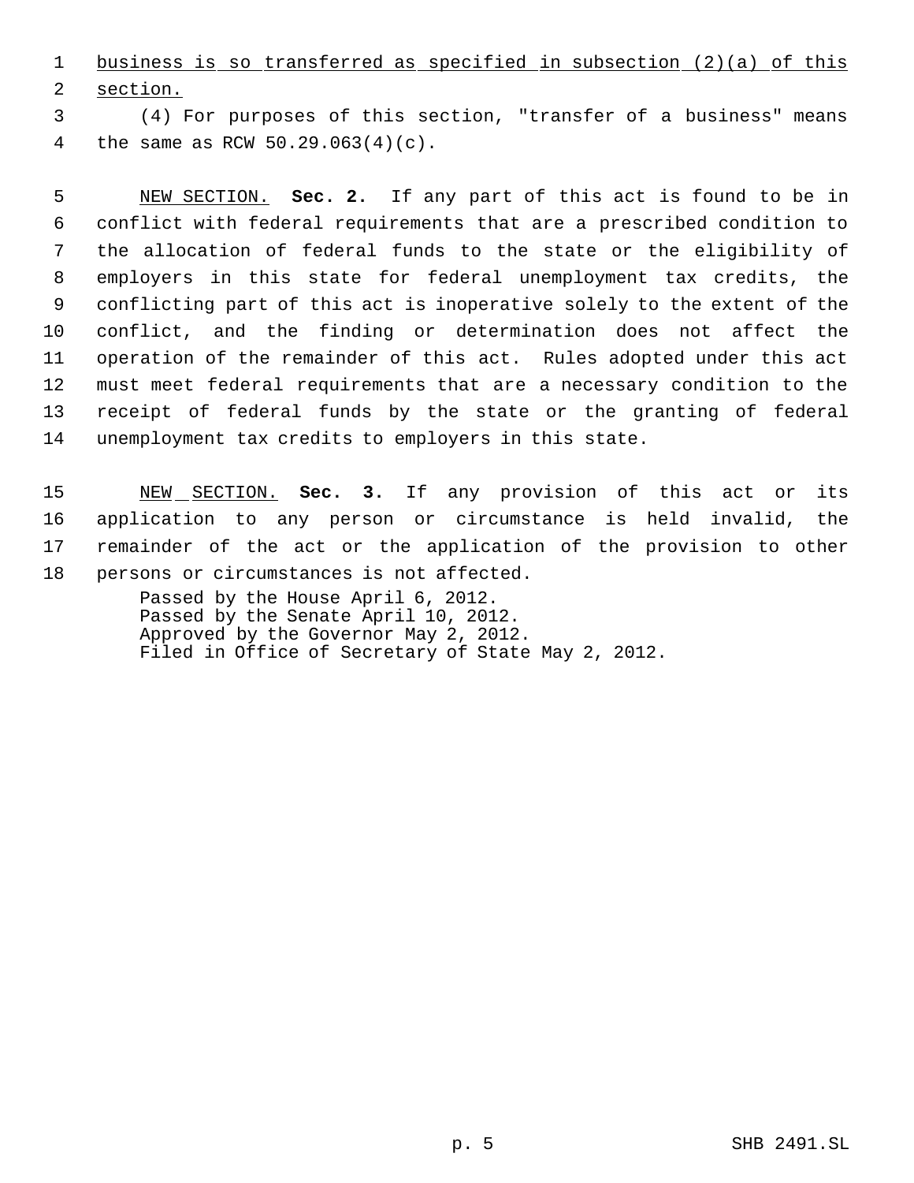business is so transferred as specified in subsection (2)(a) of this section.

(4) For purposes of this section, "transfer of a business" means the same as RCW 50.29.063(4)(c).

NEW SECTION. **Sec. 2.** If any part of this act is found to be in conflict with federal requirements that are a prescribed condition to the allocation of federal funds to the state or the eligibility of employers in this state for federal unemployment tax credits, the conflicting part of this act is inoperative solely to the extent of the conflict, and the finding or determination does not affect the operation of the remainder of this act. Rules adopted under this act must meet federal requirements that are a necessary condition to the receipt of federal funds by the state or the granting of federal unemployment tax credits to employers in this state.

NEW SECTION. **Sec. 3.** If any provision of this act or its application to any person or circumstance is held invalid, the remainder of the act or the application of the provision to other persons or circumstances is not affected.

Passed by the House April 6, 2012.
Passed by the Senate April 10, 2012.
Approved by the Governor May 2, 2012.
Filed in Office of Secretary of State May 2, 2012.